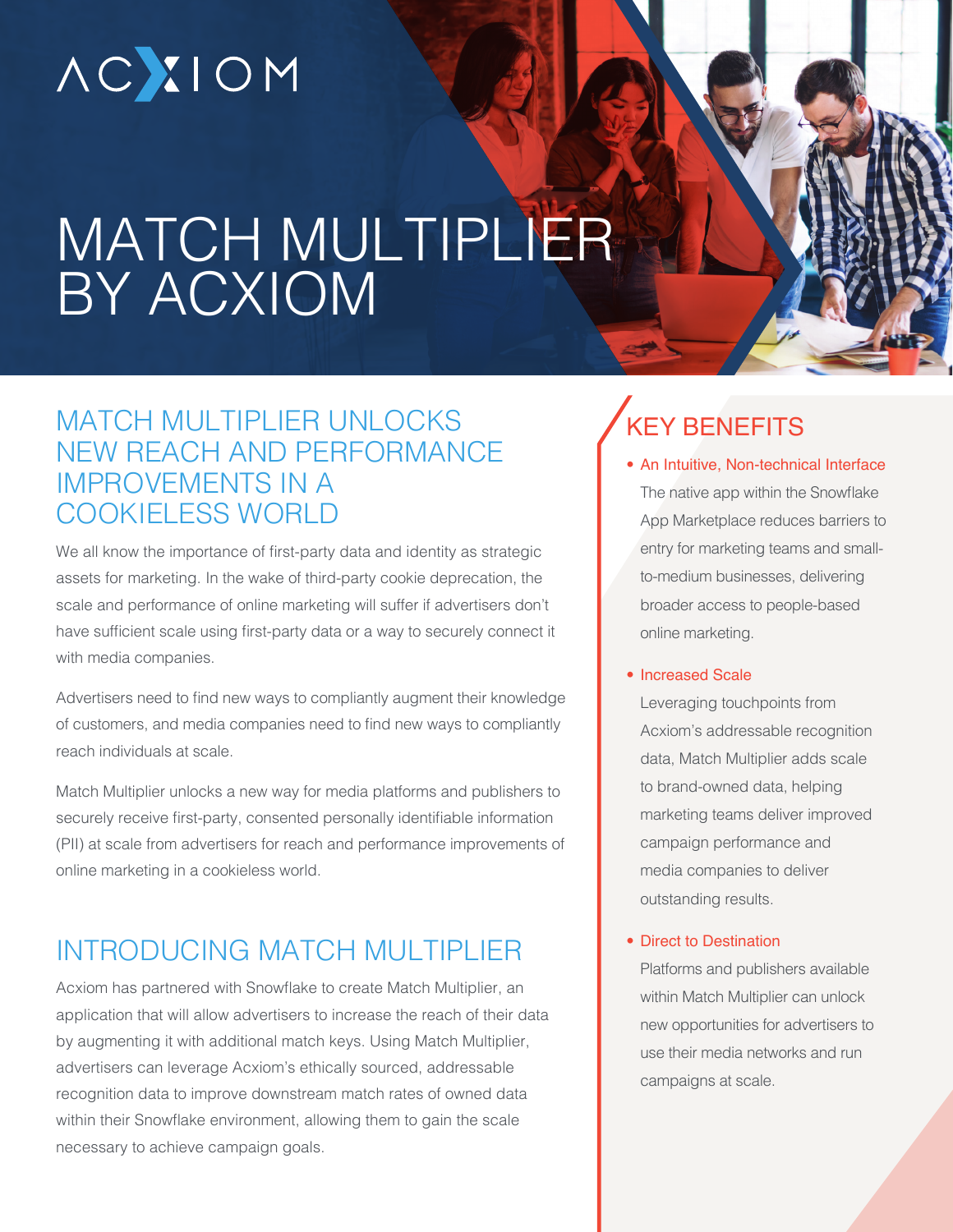ACXIOM

# MATCH MULTIPLIER BY ACXIOM

## MATCH MULTIPLIER UNLOCKS NEW REACH AND PERFORMANCE IMPROVEMENTS IN A COOKIELESS WORLD

We all know the importance of first-party data and identity as strategic assets for marketing. In the wake of third-party cookie deprecation, the scale and performance of online marketing will suffer if advertisers don't have sufficient scale using first-party data or a way to securely connect it with media companies.

Advertisers need to find new ways to compliantly augment their knowledge of customers, and media companies need to find new ways to compliantly reach individuals at scale.

Match Multiplier unlocks a new way for media platforms and publishers to securely receive first-party, consented personally identifiable information (PII) at scale from advertisers for reach and performance improvements of online marketing in a cookieless world.

## INTRODUCING MATCH MULTIPLIER

Acxiom has partnered with Snowflake to create Match Multiplier, an application that will allow advertisers to increase the reach of their data by augmenting it with additional match keys. Using Match Multiplier, advertisers can leverage Acxiom's ethically sourced, addressable recognition data to improve downstream match rates of owned data within their Snowflake environment, allowing them to gain the scale necessary to achieve campaign goals.

## KEY BENEFITS

- **An Intuitive, Non-technical Interface**
  The native app within the Snowflake App Marketplace reduces barriers to entry for marketing teams and small-to-medium businesses, delivering broader access to people-based online marketing.

- **Increased Scale**
  Leveraging touchpoints from Acxiom's addressable recognition data, Match Multiplier adds scale to brand-owned data, helping marketing teams deliver improved campaign performance and media companies to deliver outstanding results.

- **Direct to Destination**
  Platforms and publishers available within Match Multiplier can unlock new opportunities for advertisers to use their media networks and run campaigns at scale.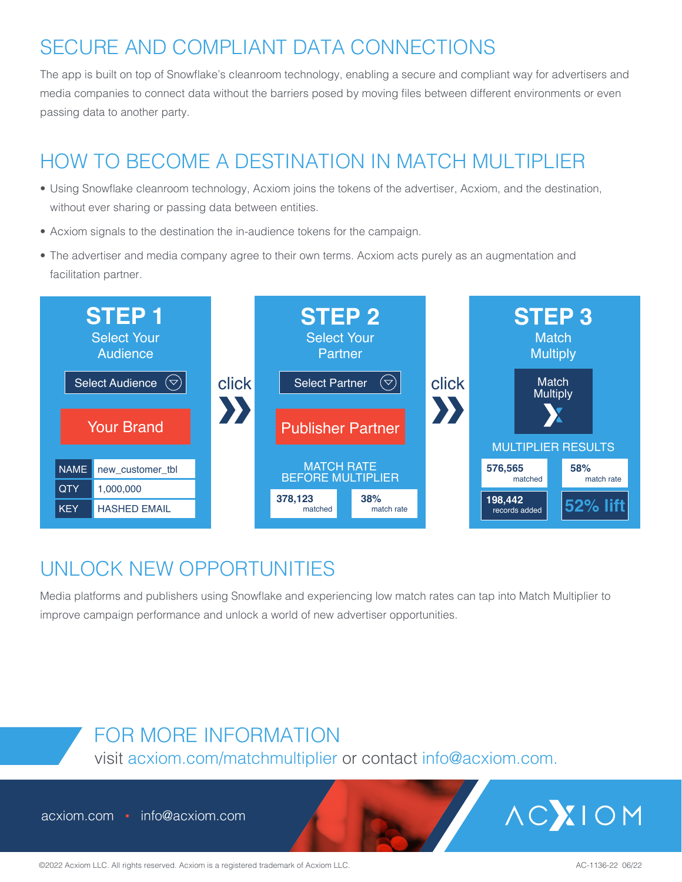## SECURE AND COMPLIANT DATA CONNECTIONS

The app is built on top of Snowflake's cleanroom technology, enabling a secure and compliant way for advertisers and media companies to connect data without the barriers posed by moving files between different environments or even passing data to another party.

## HOW TO BECOME A DESTINATION IN MATCH MULTIPLIER

- Using Snowflake cleanroom technology, Acxiom joins the tokens of the advertiser, Acxiom, and the destination, without ever sharing or passing data between entities.
- Acxiom signals to the destination the in-audience tokens for the campaign.
- The advertiser and media company agree to their own terms. Acxiom acts purely as an augmentation and facilitation partner.

**STEP 1**
Select Your Audience

Select Audience

Your Brand

| | |
|---|---|
| NAME | new_customer_tbl |
| QTY | 1,000,000 |
| KEY | HASHED EMAIL |

click

**STEP 2**
Select Your Partner

Select Partner

Publisher Partner

MATCH RATE BEFORE MULTIPLIER

378,123 matched

38% match rate

click

**STEP 3**
Match Multiply

Match Multiply

MULTIPLIER RESULTS

576,565 matched

58% match rate

198,442 records added

52% lift

## UNLOCK NEW OPPORTUNITIES

Media platforms and publishers using Snowflake and experiencing low match rates can tap into Match Multiplier to improve campaign performance and unlock a world of new advertiser opportunities.

## FOR MORE INFORMATION

visit acxiom.com/matchmultiplier or contact info@acxiom.com.

acxiom.com • info@acxiom.com

ACXIOM

©2022 Acxiom LLC. All rights reserved. Acxiom is a registered trademark of Acxiom LLC.

AC-1136-22 06/22